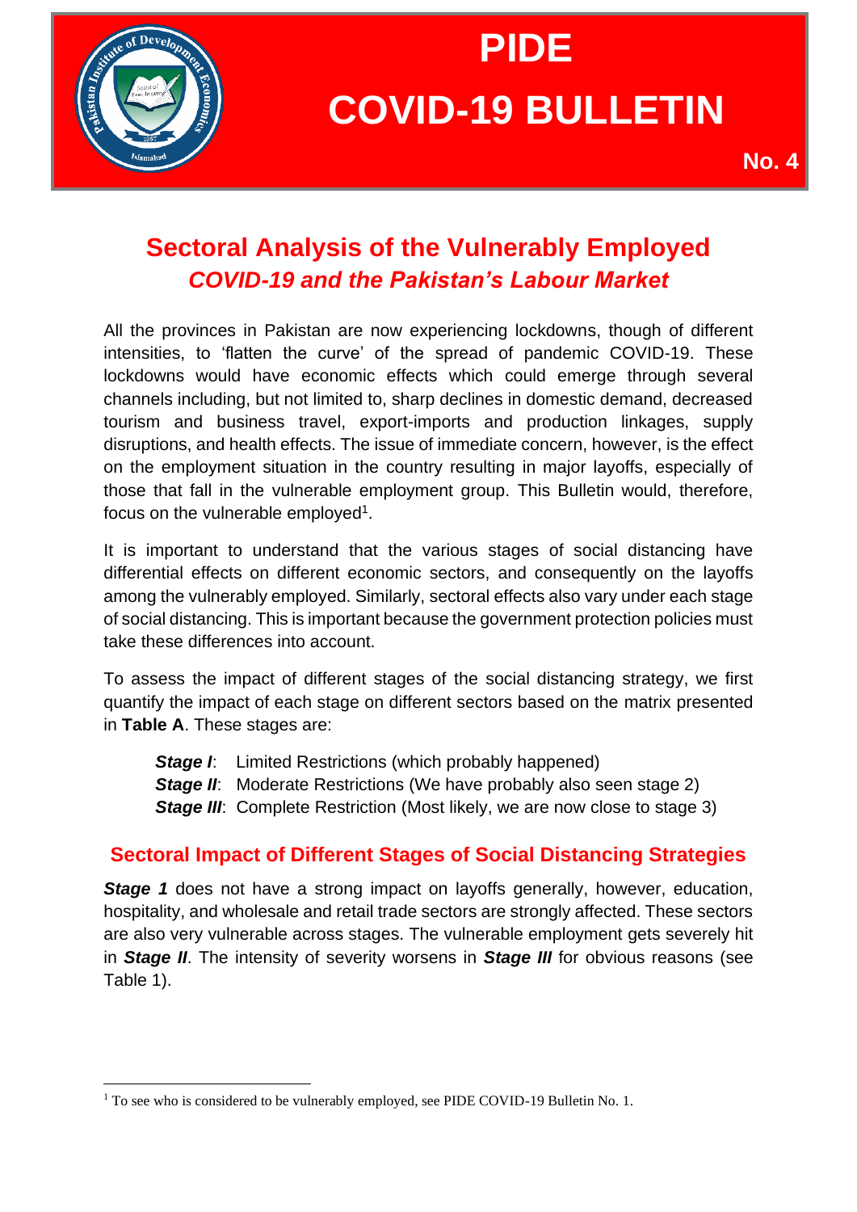# PIDE COVID-19 BULLETIN

**No. 4**

## Sectoral Analysis of the Vulnerably Employed
### *COVID-19 and the Pakistan's Labour Market*

All the provinces in Pakistan are now experiencing lockdowns, though of different intensities, to 'flatten the curve' of the spread of pandemic COVID-19. These lockdowns would have economic effects which could emerge through several channels including, but not limited to, sharp declines in domestic demand, decreased tourism and business travel, export-imports and production linkages, supply disruptions, and health effects. The issue of immediate concern, however, is the effect on the employment situation in the country resulting in major layoffs, especially of those that fall in the vulnerable employment group. This Bulletin would, therefore, focus on the vulnerable employed[1].

It is important to understand that the various stages of social distancing have differential effects on different economic sectors, and consequently on the layoffs among the vulnerably employed. Similarly, sectoral effects also vary under each stage of social distancing. This is important because the government protection policies must take these differences into account.

To assess the impact of different stages of the social distancing strategy, we first quantify the impact of each stage on different sectors based on the matrix presented in **Table A**. These stages are:

***Stage I***: Limited Restrictions (which probably happened)
***Stage II***: Moderate Restrictions (We have probably also seen stage 2)
***Stage III***: Complete Restriction (Most likely, we are now close to stage 3)

### Sectoral Impact of Different Stages of Social Distancing Strategies

***Stage 1*** does not have a strong impact on layoffs generally, however, education, hospitality, and wholesale and retail trade sectors are strongly affected. These sectors are also very vulnerable across stages. The vulnerable employment gets severely hit in ***Stage II***. The intensity of severity worsens in ***Stage III*** for obvious reasons (see Table 1).

---

[1] To see who is considered to be vulnerably employed, see PIDE COVID-19 Bulletin No. 1.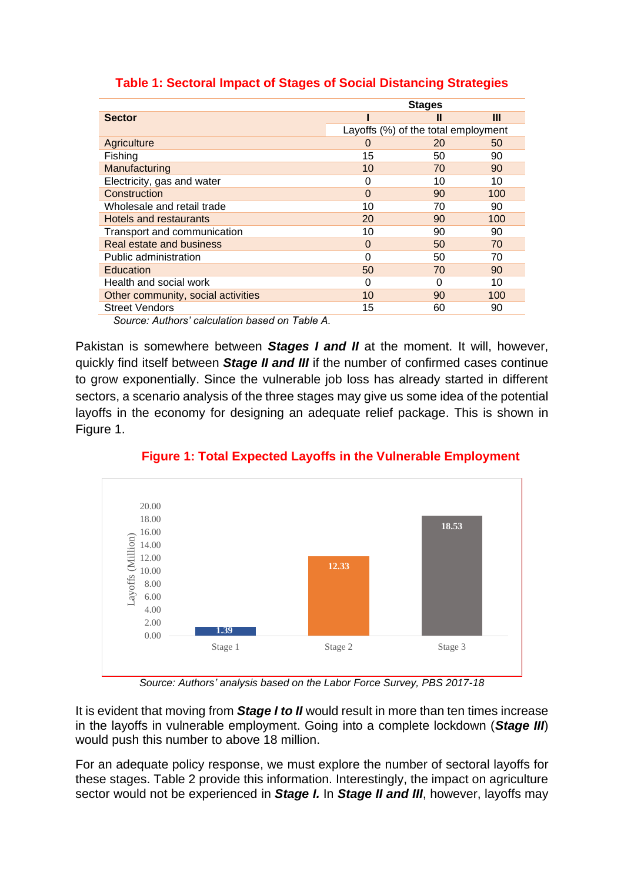**Table 1: Sectoral Impact of Stages of Social Distancing Strategies**

| Sector | Stages I | Stages II | Stages III |
|---|---|---|---|
| | Layoffs (%) of the total employment | | |
| Agriculture | 0 | 20 | 50 |
| Fishing | 15 | 50 | 90 |
| Manufacturing | 10 | 70 | 90 |
| Electricity, gas and water | 0 | 10 | 10 |
| Construction | 0 | 90 | 100 |
| Wholesale and retail trade | 10 | 70 | 90 |
| Hotels and restaurants | 20 | 90 | 100 |
| Transport and communication | 10 | 90 | 90 |
| Real estate and business | 0 | 50 | 70 |
| Public administration | 0 | 50 | 70 |
| Education | 50 | 70 | 90 |
| Health and social work | 0 | 0 | 10 |
| Other community, social activities | 10 | 90 | 100 |
| Street Vendors | 15 | 60 | 90 |

*Source: Authors' calculation based on Table A.*

Pakistan is somewhere between ***Stages I and II*** at the moment. It will, however, quickly find itself between ***Stage II and III*** if the number of confirmed cases continue to grow exponentially. Since the vulnerable job loss has already started in different sectors, a scenario analysis of the three stages may give us some idea of the potential layoffs in the economy for designing an adequate relief package. This is shown in Figure 1.

**Figure 1: Total Expected Layoffs in the Vulnerable Employment**

| | Layoffs (Million) |
|---|---|
| Stage 1 | 1.39 |
| Stage 2 | 12.33 |
| Stage 3 | 18.53 |

*Source: Authors' analysis based on the Labor Force Survey, PBS 2017-18*

It is evident that moving from ***Stage I to II*** would result in more than ten times increase in the layoffs in vulnerable employment. Going into a complete lockdown (***Stage III***) would push this number to above 18 million.

For an adequate policy response, we must explore the number of sectoral layoffs for these stages. Table 2 provide this information. Interestingly, the impact on agriculture sector would not be experienced in ***Stage I.*** In ***Stage II and III***, however, layoffs may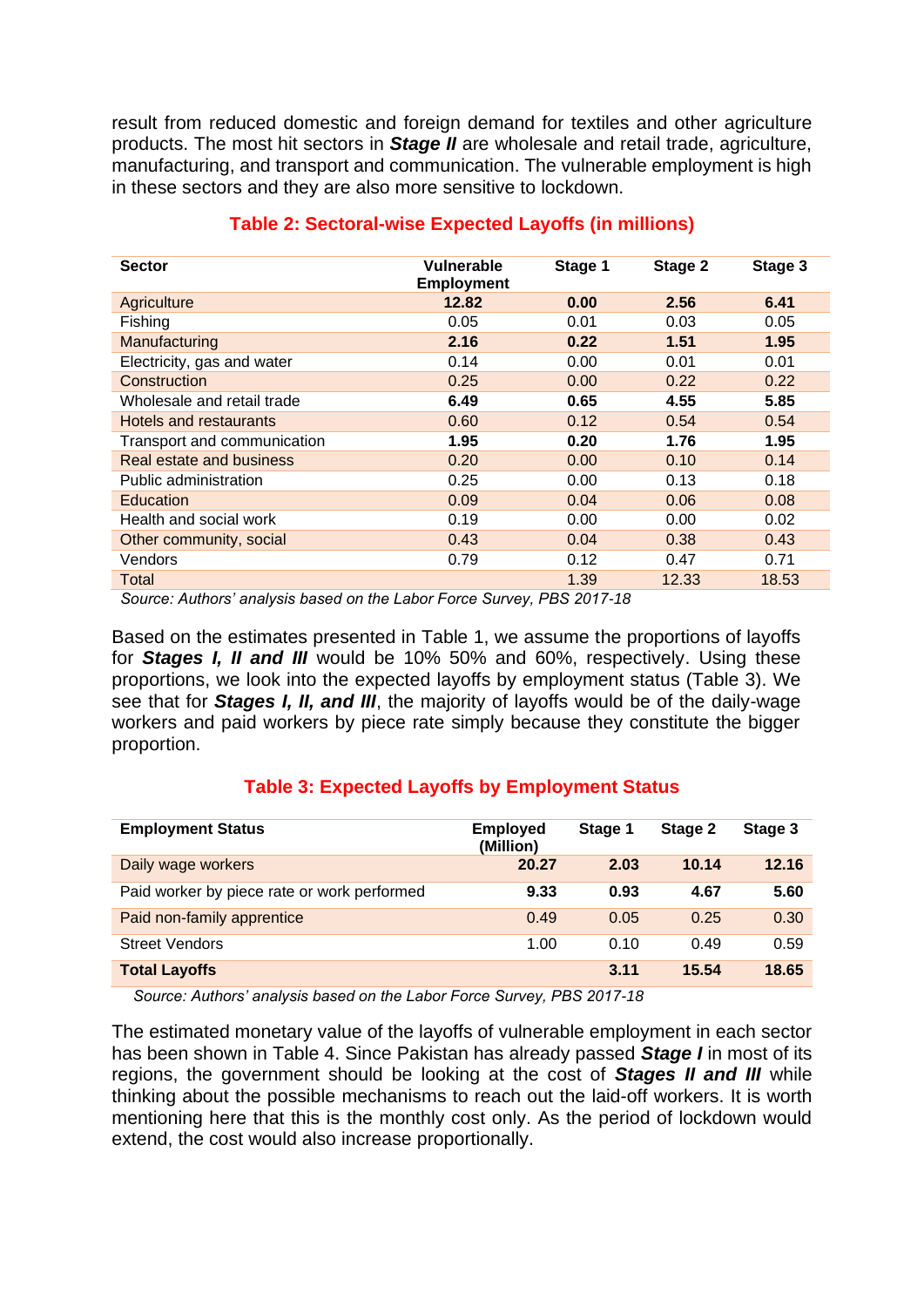result from reduced domestic and foreign demand for textiles and other agriculture products. The most hit sectors in ***Stage II*** are wholesale and retail trade, agriculture, manufacturing, and transport and communication. The vulnerable employment is high in these sectors and they are also more sensitive to lockdown.

**Table 2: Sectoral-wise Expected Layoffs (in millions)**

| Sector | Vulnerable Employment | Stage 1 | Stage 2 | Stage 3 |
|---|---|---|---|---|
| Agriculture | **12.82** | **0.00** | **2.56** | **6.41** |
| Fishing | 0.05 | 0.01 | 0.03 | 0.05 |
| Manufacturing | **2.16** | **0.22** | **1.51** | **1.95** |
| Electricity, gas and water | 0.14 | 0.00 | 0.01 | 0.01 |
| Construction | 0.25 | 0.00 | 0.22 | 0.22 |
| Wholesale and retail trade | **6.49** | **0.65** | **4.55** | **5.85** |
| Hotels and restaurants | 0.60 | 0.12 | 0.54 | 0.54 |
| Transport and communication | **1.95** | **0.20** | **1.76** | **1.95** |
| Real estate and business | 0.20 | 0.00 | 0.10 | 0.14 |
| Public administration | 0.25 | 0.00 | 0.13 | 0.18 |
| Education | 0.09 | 0.04 | 0.06 | 0.08 |
| Health and social work | 0.19 | 0.00 | 0.00 | 0.02 |
| Other community, social | 0.43 | 0.04 | 0.38 | 0.43 |
| Vendors | 0.79 | 0.12 | 0.47 | 0.71 |
| Total | | 1.39 | 12.33 | 18.53 |

*Source: Authors' analysis based on the Labor Force Survey, PBS 2017-18*

Based on the estimates presented in Table 1, we assume the proportions of layoffs for ***Stages I, II and III*** would be 10% 50% and 60%, respectively. Using these proportions, we look into the expected layoffs by employment status (Table 3). We see that for ***Stages I, II, and III***, the majority of layoffs would be of the daily-wage workers and paid workers by piece rate simply because they constitute the bigger proportion.

**Table 3: Expected Layoffs by Employment Status**

| Employment Status | Employed (Million) | Stage 1 | Stage 2 | Stage 3 |
|---|---|---|---|---|
| Daily wage workers | **20.27** | **2.03** | **10.14** | **12.16** |
| Paid worker by piece rate or work performed | **9.33** | **0.93** | **4.67** | **5.60** |
| Paid non-family apprentice | 0.49 | 0.05 | 0.25 | 0.30 |
| Street Vendors | 1.00 | 0.10 | 0.49 | 0.59 |
| **Total Layoffs** | | **3.11** | **15.54** | **18.65** |

*Source: Authors' analysis based on the Labor Force Survey, PBS 2017-18*

The estimated monetary value of the layoffs of vulnerable employment in each sector has been shown in Table 4. Since Pakistan has already passed ***Stage I*** in most of its regions, the government should be looking at the cost of ***Stages II and III*** while thinking about the possible mechanisms to reach out the laid-off workers. It is worth mentioning here that this is the monthly cost only. As the period of lockdown would extend, the cost would also increase proportionally.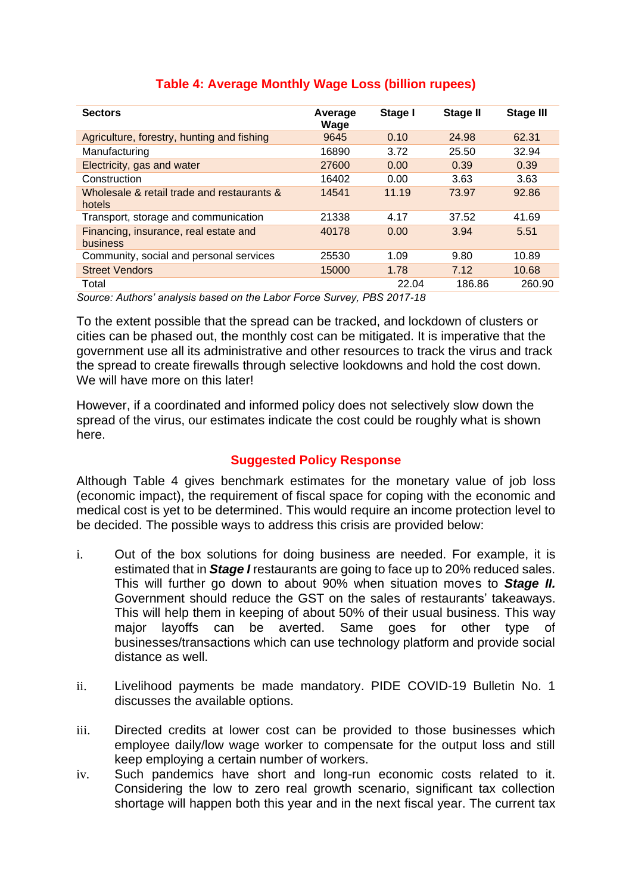**Table 4: Average Monthly Wage Loss (billion rupees)**

| Sectors | Average Wage | Stage I | Stage II | Stage III |
|---|---|---|---|---|
| Agriculture, forestry, hunting and fishing | 9645 | 0.10 | 24.98 | 62.31 |
| Manufacturing | 16890 | 3.72 | 25.50 | 32.94 |
| Electricity, gas and water | 27600 | 0.00 | 0.39 | 0.39 |
| Construction | 16402 | 0.00 | 3.63 | 3.63 |
| Wholesale & retail trade and restaurants & hotels | 14541 | 11.19 | 73.97 | 92.86 |
| Transport, storage and communication | 21338 | 4.17 | 37.52 | 41.69 |
| Financing, insurance, real estate and business | 40178 | 0.00 | 3.94 | 5.51 |
| Community, social and personal services | 25530 | 1.09 | 9.80 | 10.89 |
| Street Vendors | 15000 | 1.78 | 7.12 | 10.68 |
| Total | | 22.04 | 186.86 | 260.90 |

*Source: Authors' analysis based on the Labor Force Survey, PBS 2017-18*

To the extent possible that the spread can be tracked, and lockdown of clusters or cities can be phased out, the monthly cost can be mitigated. It is imperative that the government use all its administrative and other resources to track the virus and track the spread to create firewalls through selective lookdowns and hold the cost down. We will have more on this later!

However, if a coordinated and informed policy does not selectively slow down the spread of the virus, our estimates indicate the cost could be roughly what is shown here.

## Suggested Policy Response

Although Table 4 gives benchmark estimates for the monetary value of job loss (economic impact), the requirement of fiscal space for coping with the economic and medical cost is yet to be determined. This would require an income protection level to be decided. The possible ways to address this crisis are provided below:

i. Out of the box solutions for doing business are needed. For example, it is estimated that in ***Stage I*** restaurants are going to face up to 20% reduced sales. This will further go down to about 90% when situation moves to ***Stage II.*** Government should reduce the GST on the sales of restaurants' takeaways. This will help them in keeping of about 50% of their usual business. This way major layoffs can be averted. Same goes for other type of businesses/transactions which can use technology platform and provide social distance as well.

ii. Livelihood payments be made mandatory. PIDE COVID-19 Bulletin No. 1 discusses the available options.

iii. Directed credits at lower cost can be provided to those businesses which employee daily/low wage worker to compensate for the output loss and still keep employing a certain number of workers.

iv. Such pandemics have short and long-run economic costs related to it. Considering the low to zero real growth scenario, significant tax collection shortage will happen both this year and in the next fiscal year. The current tax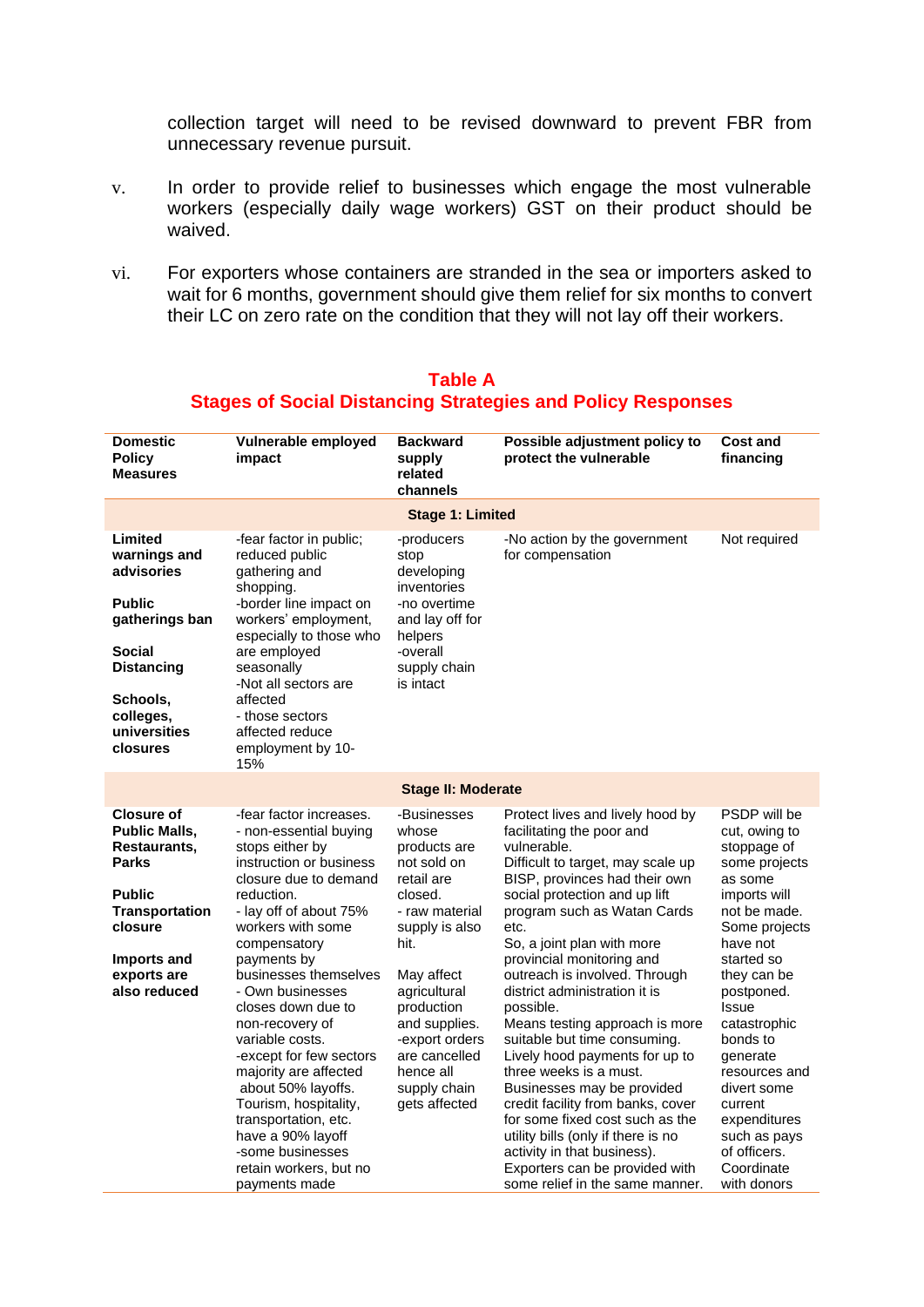collection target will need to be revised downward to prevent FBR from unnecessary revenue pursuit.

v. In order to provide relief to businesses which engage the most vulnerable workers (especially daily wage workers) GST on their product should be waived.

vi. For exporters whose containers are stranded in the sea or importers asked to wait for 6 months, government should give them relief for six months to convert their LC on zero rate on the condition that they will not lay off their workers.

## Table A
## Stages of Social Distancing Strategies and Policy Responses

| Domestic Policy Measures | Vulnerable employed impact | Backward supply related channels | Possible adjustment policy to protect the vulnerable | Cost and financing |
|---|---|---|---|---|
| | | **Stage 1: Limited** | | |
| **Limited warnings and advisories**<br><br>**Public gatherings ban**<br><br>**Social Distancing**<br><br>**Schools, colleges, universities closures** | -fear factor in public; reduced public gathering and shopping.<br>-border line impact on workers' employment, especially to those who are employed seasonally<br>-Not all sectors are affected<br>- those sectors affected reduce employment by 10-15% | -producers stop developing inventories<br>-no overtime and lay off for helpers<br>-overall supply chain is intact | -No action by the government for compensation | Not required |
| | | **Stage II: Moderate** | | |
| **Closure of Public Malls, Restaurants, Parks**<br><br>**Public Transportation closure**<br><br>**Imports and exports are also reduced** | -fear factor increases.<br>- non-essential buying stops either by instruction or business closure due to demand reduction.<br>- lay off of about 75% workers with some compensatory payments by businesses themselves<br>- Own businesses closes down due to non-recovery of variable costs.<br>-except for few sectors majority are affected about 50% layoffs. Tourism, hospitality, transportation, etc. have a 90% layoff<br>-some businesses retain workers, but no payments made | -Businesses whose products are not sold on retail are closed.<br>- raw material supply is also hit.<br><br>May affect agricultural production and supplies.<br>-export orders are cancelled hence all supply chain gets affected | Protect lives and lively hood by facilitating the poor and vulnerable.<br>Difficult to target, may scale up BISP, provinces had their own social protection and up lift program such as Watan Cards etc.<br>So, a joint plan with more provincial monitoring and outreach is involved. Through district administration it is possible.<br>Means testing approach is more suitable but time consuming.<br>Lively hood payments for up to three weeks is a must.<br>Businesses may be provided credit facility from banks, cover for some fixed cost such as the utility bills (only if there is no activity in that business).<br>Exporters can be provided with some relief in the same manner. | PSDP will be cut, owing to stoppage of some projects as some imports will not be made. Some projects have not started so they can be postponed. Issue catastrophic bonds to generate resources and divert some current expenditures such as pays of officers. Coordinate with donors |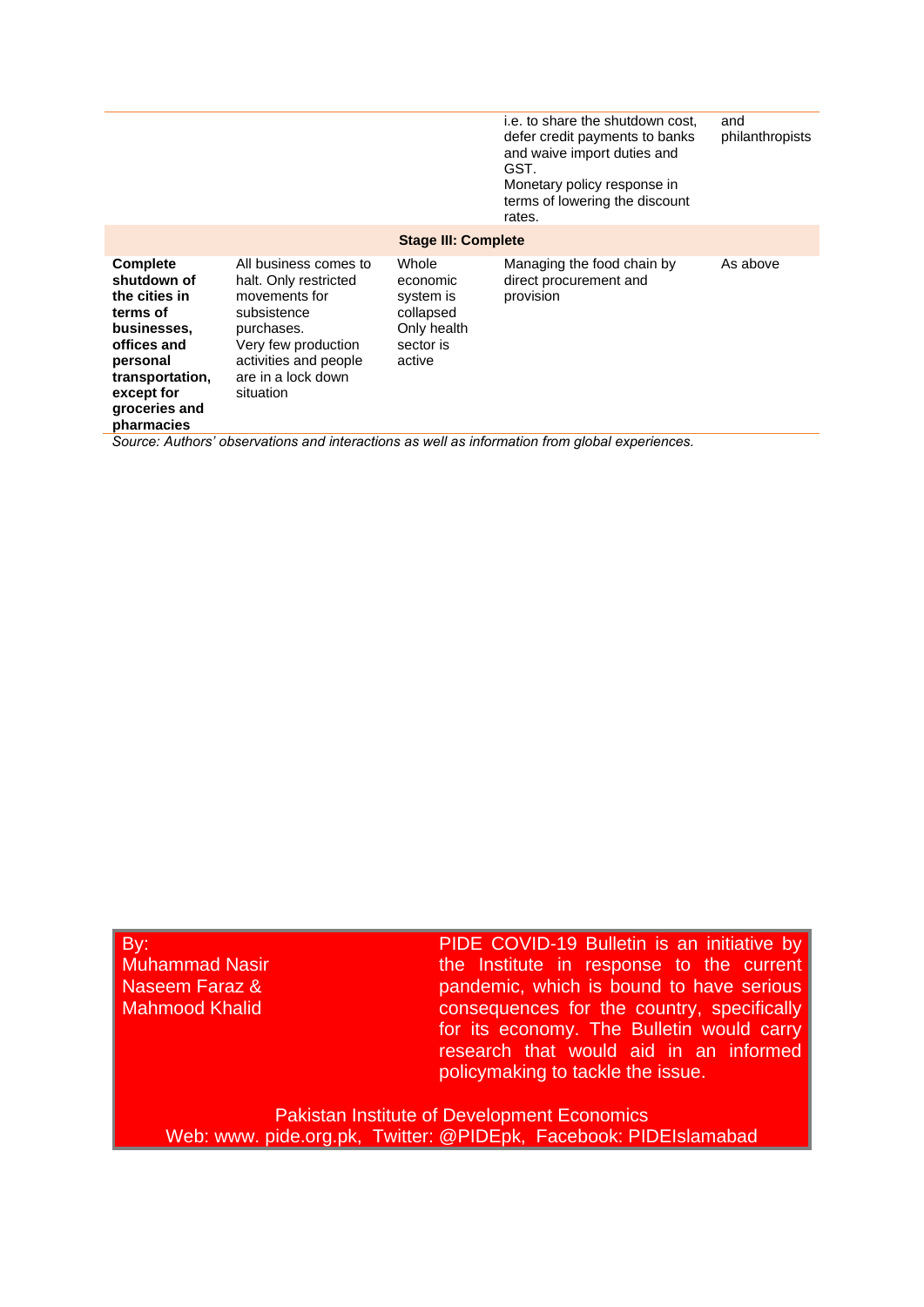| | | | | |
|---|---|---|---|---|
| | | | i.e. to share the shutdown cost, defer credit payments to banks and waive import duties and GST.<br>Monetary policy response in terms of lowering the discount rates. | and philanthropists |
| **Stage III: Complete** | | | | |
| **Complete shutdown of the cities in terms of businesses, offices and personal transportation, except for groceries and pharmacies** | All business comes to halt. Only restricted movements for subsistence purchases.<br>Very few production activities and people are in a lock down situation | Whole economic system is collapsed Only health sector is active | Managing the food chain by direct procurement and provision | As above |

*Source: Authors' observations and interactions as well as information from global experiences.*

By:
Muhammad Nasir
Naseem Faraz &
Mahmood Khalid

PIDE COVID-19 Bulletin is an initiative by the Institute in response to the current pandemic, which is bound to have serious consequences for the country, specifically for its economy. The Bulletin would carry research that would aid in an informed policymaking to tackle the issue.

Pakistan Institute of Development Economics
Web: www. pide.org.pk, Twitter: @PIDEpk, Facebook: PIDEIslamabad